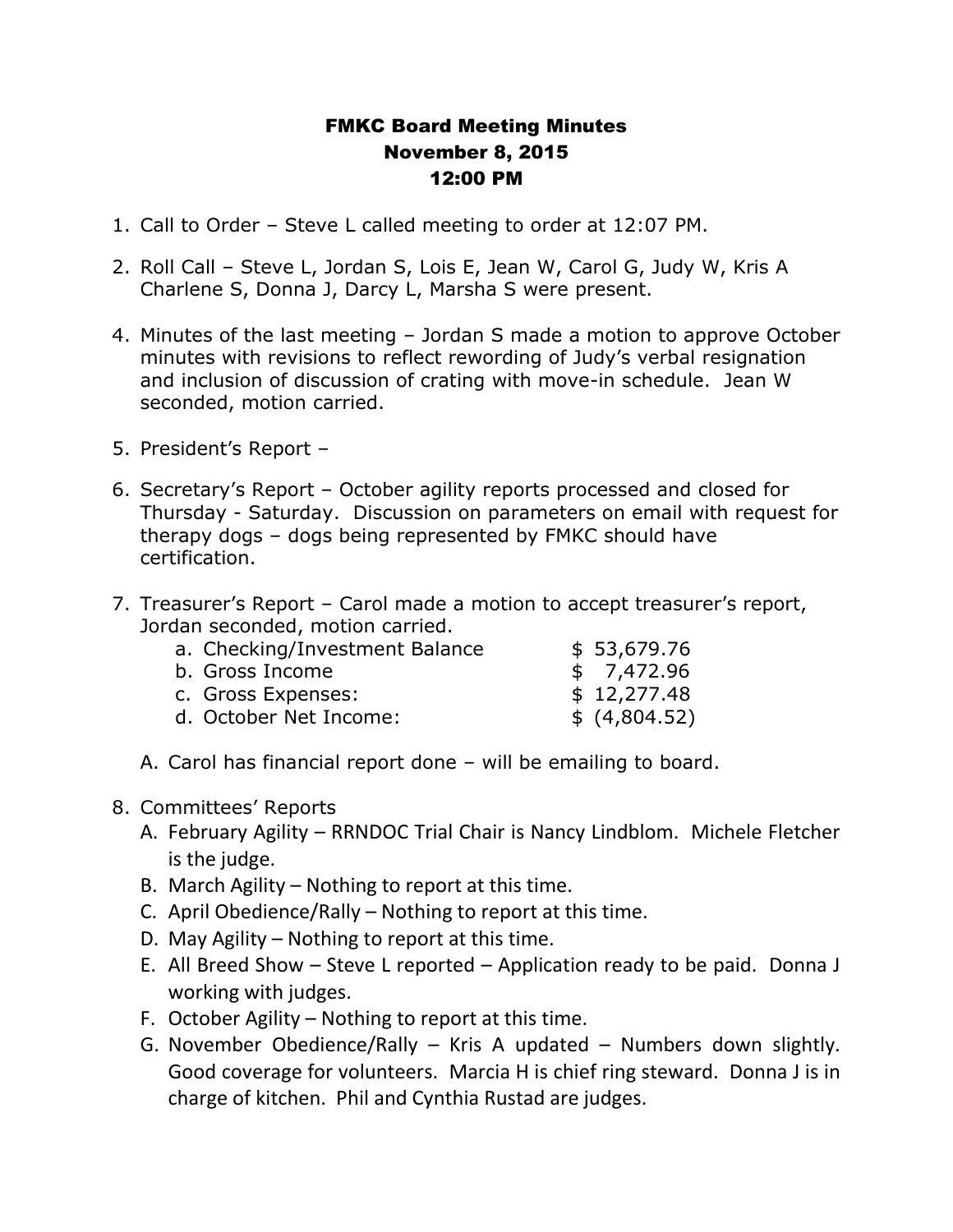# FMKC Board Meeting Minutes
## November 8, 2015
## 12:00 PM

1. Call to Order – Steve L called meeting to order at 12:07 PM.

2. Roll Call – Steve L, Jordan S, Lois E, Jean W, Carol G, Judy W, Kris A Charlene S, Donna J, Darcy L, Marsha S were present.

4. Minutes of the last meeting – Jordan S made a motion to approve October minutes with revisions to reflect rewording of Judy's verbal resignation and inclusion of discussion of crating with move-in schedule. Jean W seconded, motion carried.

5. President's Report –

6. Secretary's Report – October agility reports processed and closed for Thursday - Saturday. Discussion on parameters on email with request for therapy dogs – dogs being represented by FMKC should have certification.

7. Treasurer's Report – Carol made a motion to accept treasurer's report, Jordan seconded, motion carried.

| | |
|---|---|
| a. Checking/Investment Balance | $ 53,679.76 |
| b. Gross Income | $ 7,472.96 |
| c. Gross Expenses: | $ 12,277.48 |
| d. October Net Income: | $ (4,804.52) |

   A. Carol has financial report done – will be emailing to board.

8. Committees' Reports
   - A. February Agility – RRNDOC Trial Chair is Nancy Lindblom. Michele Fletcher is the judge.
   - B. March Agility – Nothing to report at this time.
   - C. April Obedience/Rally – Nothing to report at this time.
   - D. May Agility – Nothing to report at this time.
   - E. All Breed Show – Steve L reported – Application ready to be paid. Donna J working with judges.
   - F. October Agility – Nothing to report at this time.
   - G. November Obedience/Rally – Kris A updated – Numbers down slightly. Good coverage for volunteers. Marcia H is chief ring steward. Donna J is in charge of kitchen. Phil and Cynthia Rustad are judges.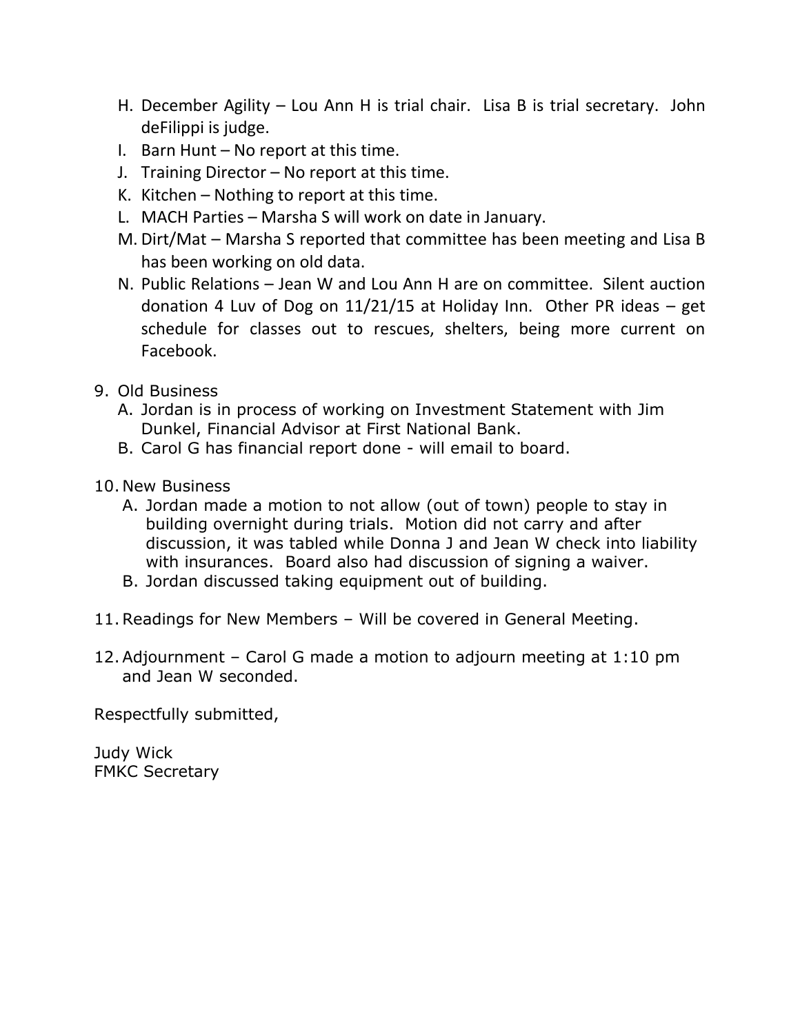H. December Agility – Lou Ann H is trial chair. Lisa B is trial secretary. John deFilippi is judge.
I. Barn Hunt – No report at this time.
J. Training Director – No report at this time.
K. Kitchen – Nothing to report at this time.
L. MACH Parties – Marsha S will work on date in January.
M. Dirt/Mat – Marsha S reported that committee has been meeting and Lisa B has been working on old data.
N. Public Relations – Jean W and Lou Ann H are on committee. Silent auction donation 4 Luv of Dog on 11/21/15 at Holiday Inn. Other PR ideas – get schedule for classes out to rescues, shelters, being more current on Facebook.

9. Old Business
   A. Jordan is in process of working on Investment Statement with Jim Dunkel, Financial Advisor at First National Bank.
   B. Carol G has financial report done - will email to board.

10. New Business
    A. Jordan made a motion to not allow (out of town) people to stay in building overnight during trials. Motion did not carry and after discussion, it was tabled while Donna J and Jean W check into liability with insurances. Board also had discussion of signing a waiver.
    B. Jordan discussed taking equipment out of building.

11. Readings for New Members – Will be covered in General Meeting.

12. Adjournment – Carol G made a motion to adjourn meeting at 1:10 pm and Jean W seconded.

Respectfully submitted,

Judy Wick
FMKC Secretary